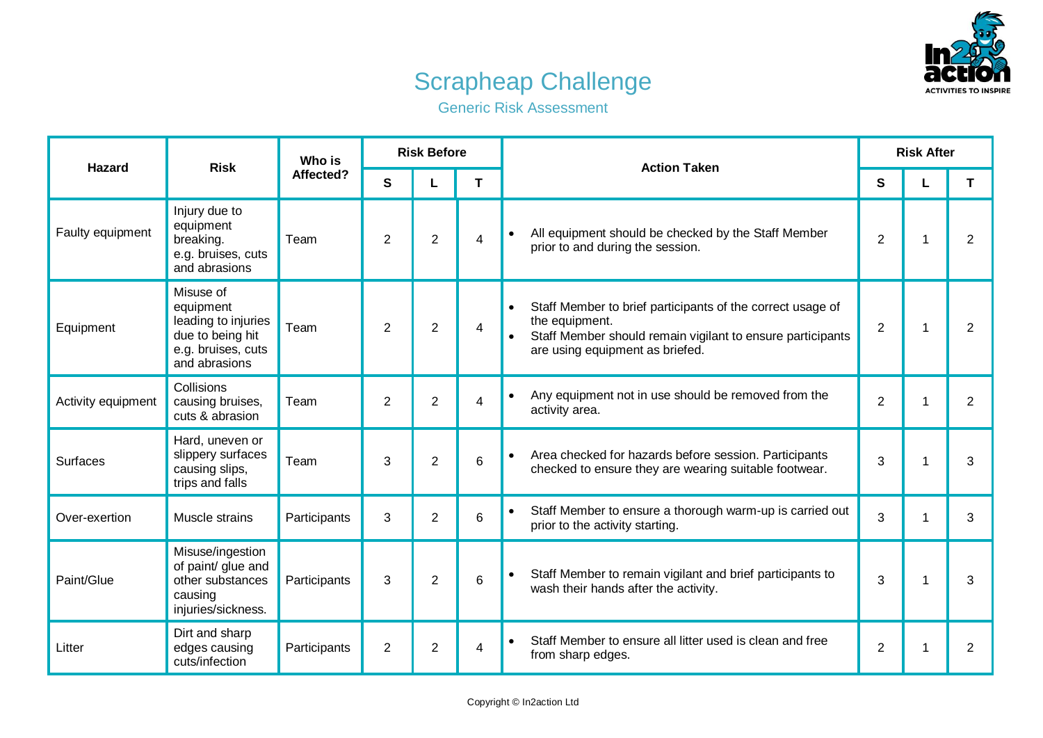# Scrapheap Challenge

## Generic Risk Assessment

| Hazard | Risk | Who is Affected? | Risk Before | | | Action Taken | Risk After | | |
|---|---|---|---|---|---|---|---|---|---|
| | | | S | L | T | | S | L | T |
| Faulty equipment | Injury due to equipment breaking. e.g. bruises, cuts and abrasions | Team | 2 | 2 | 4 | • All equipment should be checked by the Staff Member prior to and during the session. | 2 | 1 | 2 |
| Equipment | Misuse of equipment leading to injuries due to being hit e.g. bruises, cuts and abrasions | Team | 2 | 2 | 4 | • Staff Member to brief participants of the correct usage of the equipment. • Staff Member should remain vigilant to ensure participants are using equipment as briefed. | 2 | 1 | 2 |
| Activity equipment | Collisions causing bruises, cuts & abrasion | Team | 2 | 2 | 4 | • Any equipment not in use should be removed from the activity area. | 2 | 1 | 2 |
| Surfaces | Hard, uneven or slippery surfaces causing slips, trips and falls | Team | 3 | 2 | 6 | • Area checked for hazards before session. Participants checked to ensure they are wearing suitable footwear. | 3 | 1 | 3 |
| Over-exertion | Muscle strains | Participants | 3 | 2 | 6 | • Staff Member to ensure a thorough warm-up is carried out prior to the activity starting. | 3 | 1 | 3 |
| Paint/Glue | Misuse/ingestion of paint/ glue and other substances causing injuries/sickness. | Participants | 3 | 2 | 6 | • Staff Member to remain vigilant and brief participants to wash their hands after the activity. | 3 | 1 | 3 |
| Litter | Dirt and sharp edges causing cuts/infection | Participants | 2 | 2 | 4 | • Staff Member to ensure all litter used is clean and free from sharp edges. | 2 | 1 | 2 |

Copyright © In2action Ltd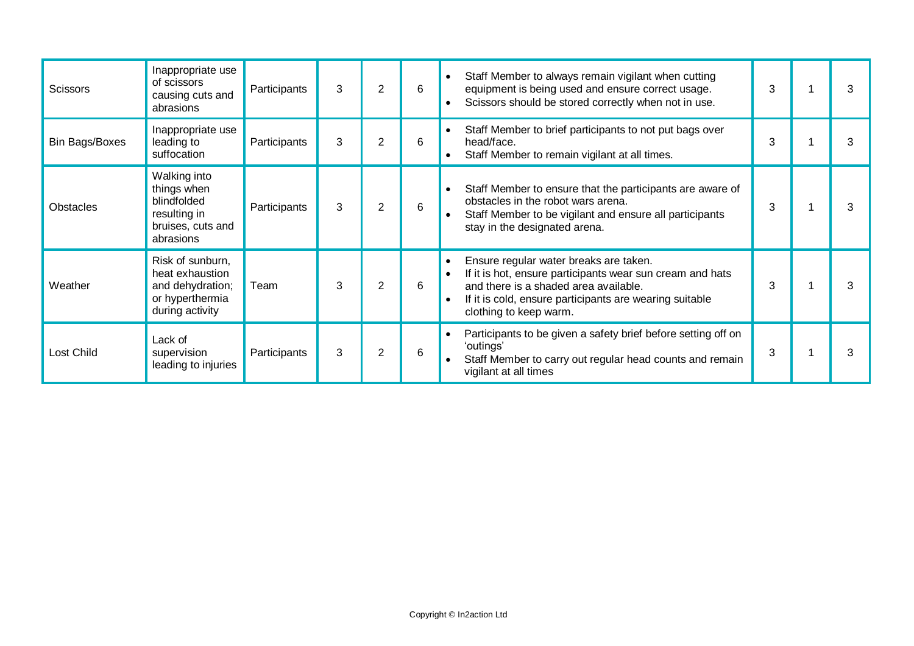| | | | | | | | | | |
|---|---|---|---|---|---|---|---|---|---|
| Scissors | Inappropriate use of scissors causing cuts and abrasions | Participants | 3 | 2 | 6 | • Staff Member to always remain vigilant when cutting equipment is being used and ensure correct usage.<br>• Scissors should be stored correctly when not in use. | 3 | 1 | 3 |
| Bin Bags/Boxes | Inappropriate use leading to suffocation | Participants | 3 | 2 | 6 | • Staff Member to brief participants to not put bags over head/face.<br>• Staff Member to remain vigilant at all times. | 3 | 1 | 3 |
| Obstacles | Walking into things when blindfolded resulting in bruises, cuts and abrasions | Participants | 3 | 2 | 6 | • Staff Member to ensure that the participants are aware of obstacles in the robot wars arena.<br>• Staff Member to be vigilant and ensure all participants stay in the designated arena. | 3 | 1 | 3 |
| Weather | Risk of sunburn, heat exhaustion and dehydration; or hyperthermia during activity | Team | 3 | 2 | 6 | • Ensure regular water breaks are taken.<br>• If it is hot, ensure participants wear sun cream and hats and there is a shaded area available.<br>• If it is cold, ensure participants are wearing suitable clothing to keep warm. | 3 | 1 | 3 |
| Lost Child | Lack of supervision leading to injuries | Participants | 3 | 2 | 6 | • Participants to be given a safety brief before setting off on 'outings'<br>• Staff Member to carry out regular head counts and remain vigilant at all times | 3 | 1 | 3 |

Copyright © In2action Ltd